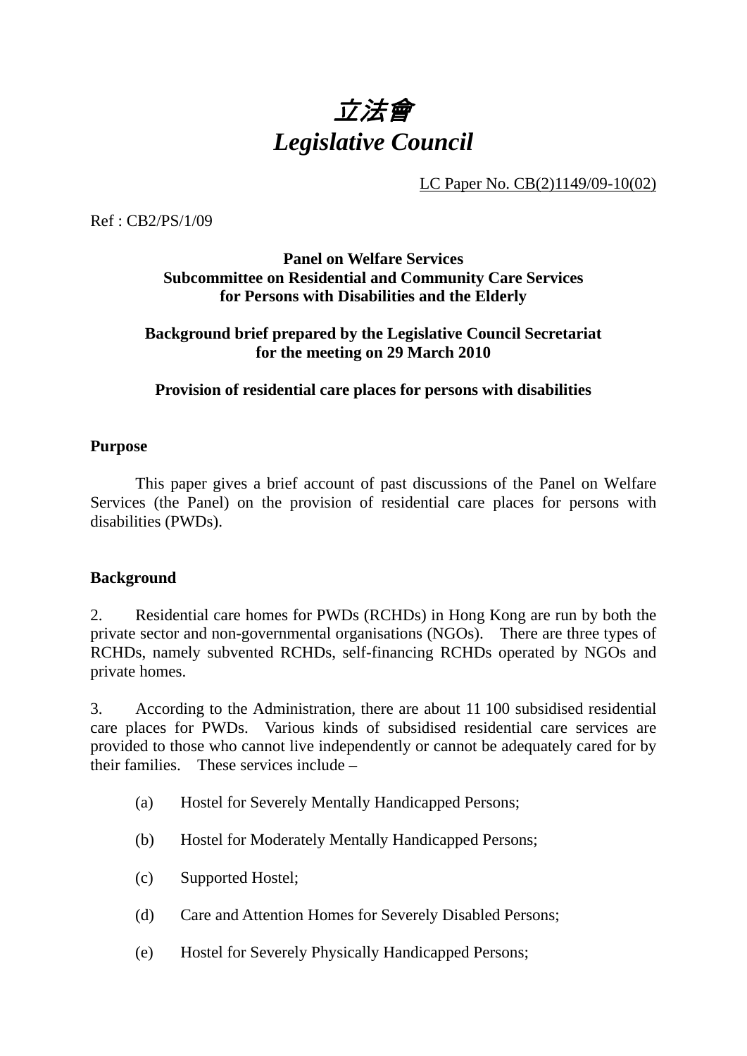# *立法會*
# *Legislative Council*

LC Paper No. CB(2)1149/09-10(02)

Ref : CB2/PS/1/09

**Panel on Welfare Services**
**Subcommittee on Residential and Community Care Services for Persons with Disabilities and the Elderly**

**Background brief prepared by the Legislative Council Secretariat for the meeting on 29 March 2010**

**Provision of residential care places for persons with disabilities**

**Purpose**

This paper gives a brief account of past discussions of the Panel on Welfare Services (the Panel) on the provision of residential care places for persons with disabilities (PWDs).

**Background**

2. Residential care homes for PWDs (RCHDs) in Hong Kong are run by both the private sector and non-governmental organisations (NGOs). There are three types of RCHDs, namely subvented RCHDs, self-financing RCHDs operated by NGOs and private homes.

3. According to the Administration, there are about 11 100 subsidised residential care places for PWDs. Various kinds of subsidised residential care services are provided to those who cannot live independently or cannot be adequately cared for by their families. These services include –

(a) Hostel for Severely Mentally Handicapped Persons;

(b) Hostel for Moderately Mentally Handicapped Persons;

(c) Supported Hostel;

(d) Care and Attention Homes for Severely Disabled Persons;

(e) Hostel for Severely Physically Handicapped Persons;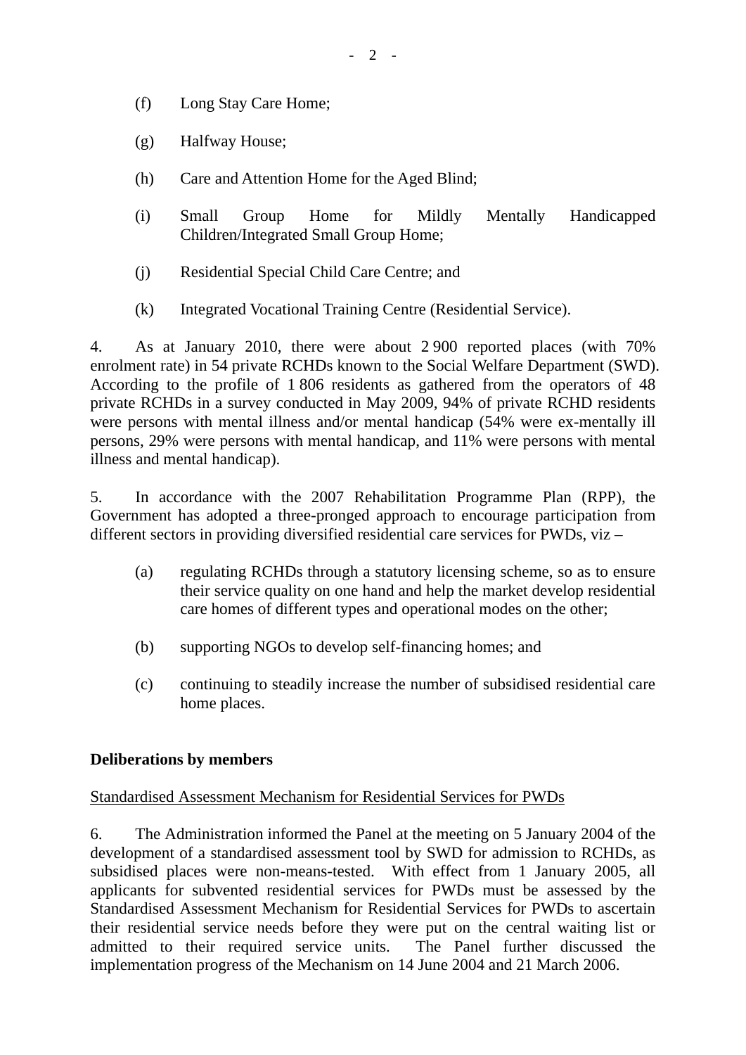(f) Long Stay Care Home;

(g) Halfway House;

(h) Care and Attention Home for the Aged Blind;

(i) Small Group Home for Mildly Mentally Handicapped Children/Integrated Small Group Home;

(j) Residential Special Child Care Centre; and

(k) Integrated Vocational Training Centre (Residential Service).

4. As at January 2010, there were about 2 900 reported places (with 70% enrolment rate) in 54 private RCHDs known to the Social Welfare Department (SWD). According to the profile of 1 806 residents as gathered from the operators of 48 private RCHDs in a survey conducted in May 2009, 94% of private RCHD residents were persons with mental illness and/or mental handicap (54% were ex-mentally ill persons, 29% were persons with mental handicap, and 11% were persons with mental illness and mental handicap).

5. In accordance with the 2007 Rehabilitation Programme Plan (RPP), the Government has adopted a three-pronged approach to encourage participation from different sectors in providing diversified residential care services for PWDs, viz –

(a) regulating RCHDs through a statutory licensing scheme, so as to ensure their service quality on one hand and help the market develop residential care homes of different types and operational modes on the other;

(b) supporting NGOs to develop self-financing homes; and

(c) continuing to steadily increase the number of subsidised residential care home places.

**Deliberations by members**

Standardised Assessment Mechanism for Residential Services for PWDs

6. The Administration informed the Panel at the meeting on 5 January 2004 of the development of a standardised assessment tool by SWD for admission to RCHDs, as subsidised places were non-means-tested. With effect from 1 January 2005, all applicants for subvented residential services for PWDs must be assessed by the Standardised Assessment Mechanism for Residential Services for PWDs to ascertain their residential service needs before they were put on the central waiting list or admitted to their required service units. The Panel further discussed the implementation progress of the Mechanism on 14 June 2004 and 21 March 2006.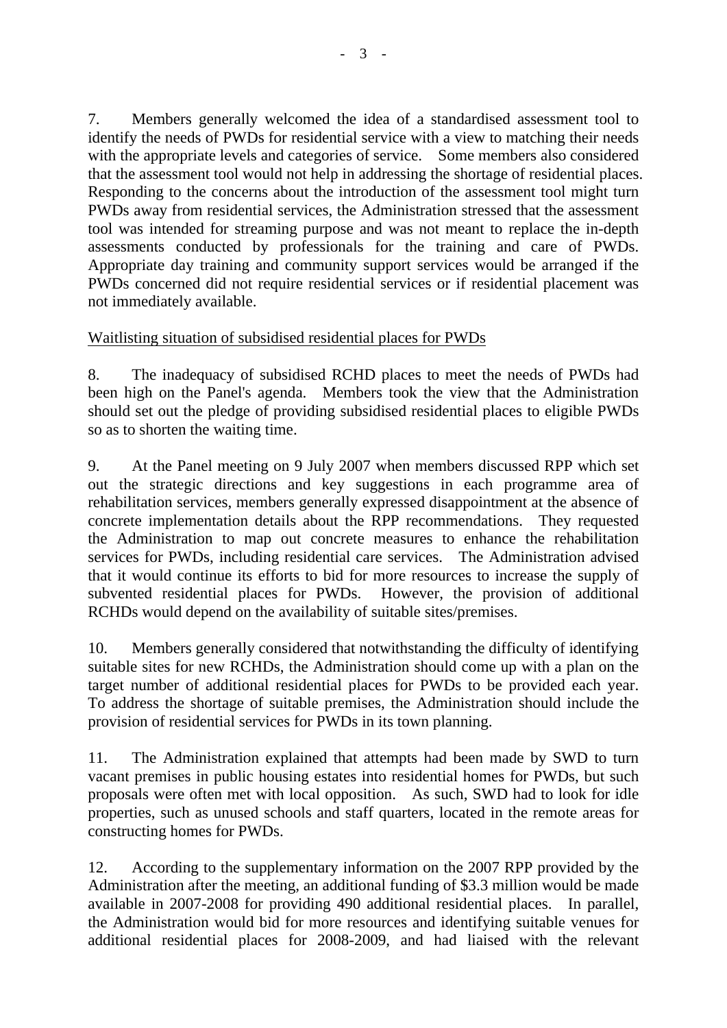7. Members generally welcomed the idea of a standardised assessment tool to identify the needs of PWDs for residential service with a view to matching their needs with the appropriate levels and categories of service. Some members also considered that the assessment tool would not help in addressing the shortage of residential places. Responding to the concerns about the introduction of the assessment tool might turn PWDs away from residential services, the Administration stressed that the assessment tool was intended for streaming purpose and was not meant to replace the in-depth assessments conducted by professionals for the training and care of PWDs. Appropriate day training and community support services would be arranged if the PWDs concerned did not require residential services or if residential placement was not immediately available.

Waitlisting situation of subsidised residential places for PWDs

8. The inadequacy of subsidised RCHD places to meet the needs of PWDs had been high on the Panel's agenda. Members took the view that the Administration should set out the pledge of providing subsidised residential places to eligible PWDs so as to shorten the waiting time.

9. At the Panel meeting on 9 July 2007 when members discussed RPP which set out the strategic directions and key suggestions in each programme area of rehabilitation services, members generally expressed disappointment at the absence of concrete implementation details about the RPP recommendations. They requested the Administration to map out concrete measures to enhance the rehabilitation services for PWDs, including residential care services. The Administration advised that it would continue its efforts to bid for more resources to increase the supply of subvented residential places for PWDs. However, the provision of additional RCHDs would depend on the availability of suitable sites/premises.

10. Members generally considered that notwithstanding the difficulty of identifying suitable sites for new RCHDs, the Administration should come up with a plan on the target number of additional residential places for PWDs to be provided each year. To address the shortage of suitable premises, the Administration should include the provision of residential services for PWDs in its town planning.

11. The Administration explained that attempts had been made by SWD to turn vacant premises in public housing estates into residential homes for PWDs, but such proposals were often met with local opposition. As such, SWD had to look for idle properties, such as unused schools and staff quarters, located in the remote areas for constructing homes for PWDs.

12. According to the supplementary information on the 2007 RPP provided by the Administration after the meeting, an additional funding of $3.3 million would be made available in 2007-2008 for providing 490 additional residential places. In parallel, the Administration would bid for more resources and identifying suitable venues for additional residential places for 2008-2009, and had liaised with the relevant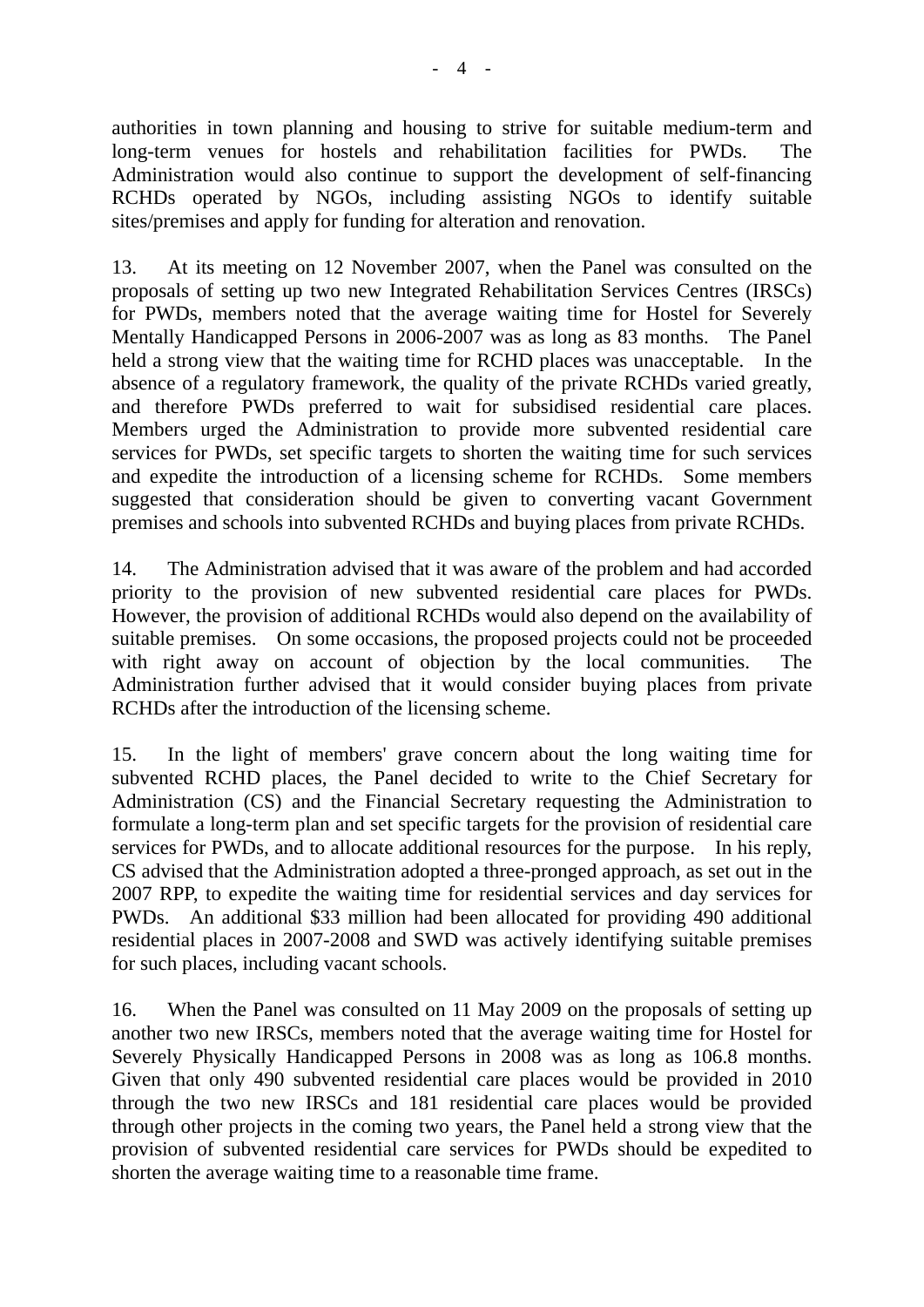authorities in town planning and housing to strive for suitable medium-term and long-term venues for hostels and rehabilitation facilities for PWDs. The Administration would also continue to support the development of self-financing RCHDs operated by NGOs, including assisting NGOs to identify suitable sites/premises and apply for funding for alteration and renovation.

13. At its meeting on 12 November 2007, when the Panel was consulted on the proposals of setting up two new Integrated Rehabilitation Services Centres (IRSCs) for PWDs, members noted that the average waiting time for Hostel for Severely Mentally Handicapped Persons in 2006-2007 was as long as 83 months. The Panel held a strong view that the waiting time for RCHD places was unacceptable. In the absence of a regulatory framework, the quality of the private RCHDs varied greatly, and therefore PWDs preferred to wait for subsidised residential care places. Members urged the Administration to provide more subvented residential care services for PWDs, set specific targets to shorten the waiting time for such services and expedite the introduction of a licensing scheme for RCHDs. Some members suggested that consideration should be given to converting vacant Government premises and schools into subvented RCHDs and buying places from private RCHDs.

14. The Administration advised that it was aware of the problem and had accorded priority to the provision of new subvented residential care places for PWDs. However, the provision of additional RCHDs would also depend on the availability of suitable premises. On some occasions, the proposed projects could not be proceeded with right away on account of objection by the local communities. The Administration further advised that it would consider buying places from private RCHDs after the introduction of the licensing scheme.

15. In the light of members' grave concern about the long waiting time for subvented RCHD places, the Panel decided to write to the Chief Secretary for Administration (CS) and the Financial Secretary requesting the Administration to formulate a long-term plan and set specific targets for the provision of residential care services for PWDs, and to allocate additional resources for the purpose. In his reply, CS advised that the Administration adopted a three-pronged approach, as set out in the 2007 RPP, to expedite the waiting time for residential services and day services for PWDs. An additional $33 million had been allocated for providing 490 additional residential places in 2007-2008 and SWD was actively identifying suitable premises for such places, including vacant schools.

16. When the Panel was consulted on 11 May 2009 on the proposals of setting up another two new IRSCs, members noted that the average waiting time for Hostel for Severely Physically Handicapped Persons in 2008 was as long as 106.8 months. Given that only 490 subvented residential care places would be provided in 2010 through the two new IRSCs and 181 residential care places would be provided through other projects in the coming two years, the Panel held a strong view that the provision of subvented residential care services for PWDs should be expedited to shorten the average waiting time to a reasonable time frame.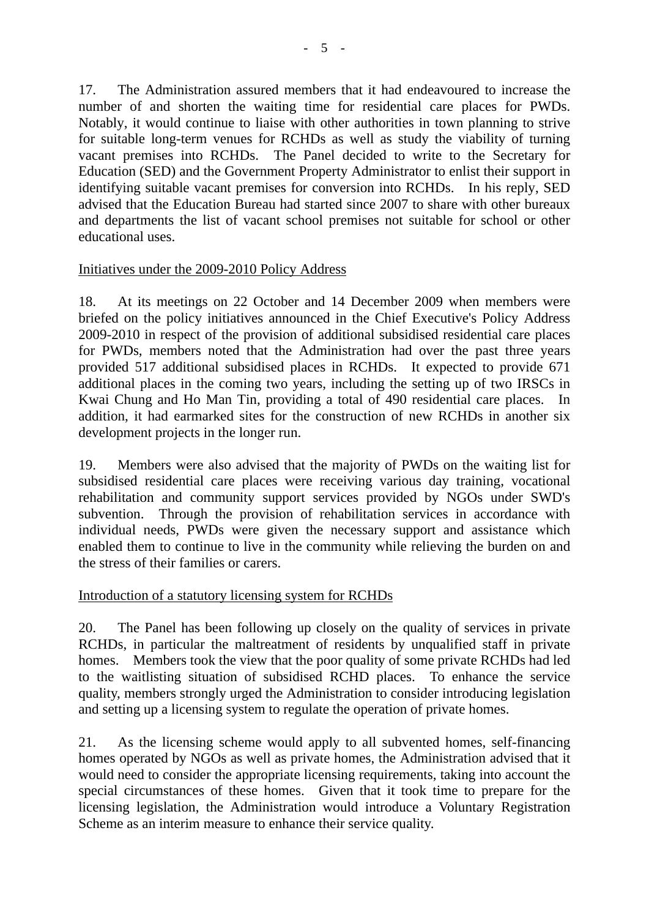17. The Administration assured members that it had endeavoured to increase the number of and shorten the waiting time for residential care places for PWDs. Notably, it would continue to liaise with other authorities in town planning to strive for suitable long-term venues for RCHDs as well as study the viability of turning vacant premises into RCHDs. The Panel decided to write to the Secretary for Education (SED) and the Government Property Administrator to enlist their support in identifying suitable vacant premises for conversion into RCHDs. In his reply, SED advised that the Education Bureau had started since 2007 to share with other bureaux and departments the list of vacant school premises not suitable for school or other educational uses.

<u>Initiatives under the 2009-2010 Policy Address</u>

18. At its meetings on 22 October and 14 December 2009 when members were briefed on the policy initiatives announced in the Chief Executive's Policy Address 2009-2010 in respect of the provision of additional subsidised residential care places for PWDs, members noted that the Administration had over the past three years provided 517 additional subsidised places in RCHDs. It expected to provide 671 additional places in the coming two years, including the setting up of two IRSCs in Kwai Chung and Ho Man Tin, providing a total of 490 residential care places. In addition, it had earmarked sites for the construction of new RCHDs in another six development projects in the longer run.

19. Members were also advised that the majority of PWDs on the waiting list for subsidised residential care places were receiving various day training, vocational rehabilitation and community support services provided by NGOs under SWD's subvention. Through the provision of rehabilitation services in accordance with individual needs, PWDs were given the necessary support and assistance which enabled them to continue to live in the community while relieving the burden on and the stress of their families or carers.

<u>Introduction of a statutory licensing system for RCHDs</u>

20. The Panel has been following up closely on the quality of services in private RCHDs, in particular the maltreatment of residents by unqualified staff in private homes. Members took the view that the poor quality of some private RCHDs had led to the waitlisting situation of subsidised RCHD places. To enhance the service quality, members strongly urged the Administration to consider introducing legislation and setting up a licensing system to regulate the operation of private homes.

21. As the licensing scheme would apply to all subvented homes, self-financing homes operated by NGOs as well as private homes, the Administration advised that it would need to consider the appropriate licensing requirements, taking into account the special circumstances of these homes. Given that it took time to prepare for the licensing legislation, the Administration would introduce a Voluntary Registration Scheme as an interim measure to enhance their service quality.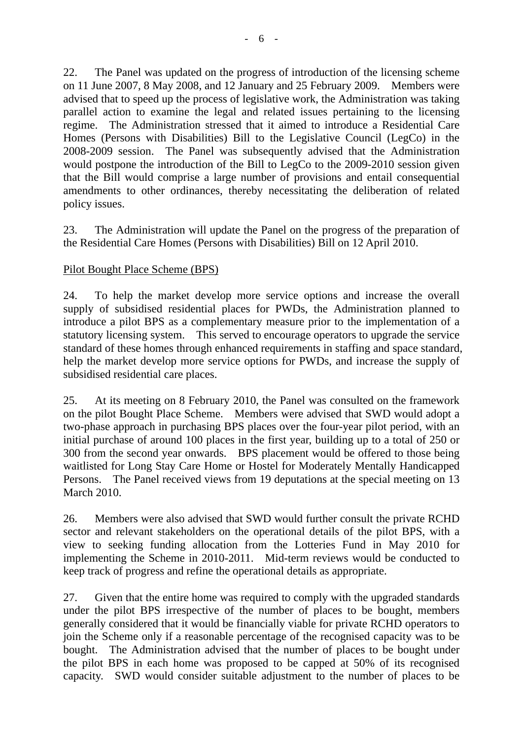22. The Panel was updated on the progress of introduction of the licensing scheme on 11 June 2007, 8 May 2008, and 12 January and 25 February 2009. Members were advised that to speed up the process of legislative work, the Administration was taking parallel action to examine the legal and related issues pertaining to the licensing regime. The Administration stressed that it aimed to introduce a Residential Care Homes (Persons with Disabilities) Bill to the Legislative Council (LegCo) in the 2008-2009 session. The Panel was subsequently advised that the Administration would postpone the introduction of the Bill to LegCo to the 2009-2010 session given that the Bill would comprise a large number of provisions and entail consequential amendments to other ordinances, thereby necessitating the deliberation of related policy issues.

23. The Administration will update the Panel on the progress of the preparation of the Residential Care Homes (Persons with Disabilities) Bill on 12 April 2010.

<u>Pilot Bought Place Scheme (BPS)</u>

24. To help the market develop more service options and increase the overall supply of subsidised residential places for PWDs, the Administration planned to introduce a pilot BPS as a complementary measure prior to the implementation of a statutory licensing system. This served to encourage operators to upgrade the service standard of these homes through enhanced requirements in staffing and space standard, help the market develop more service options for PWDs, and increase the supply of subsidised residential care places.

25. At its meeting on 8 February 2010, the Panel was consulted on the framework on the pilot Bought Place Scheme. Members were advised that SWD would adopt a two-phase approach in purchasing BPS places over the four-year pilot period, with an initial purchase of around 100 places in the first year, building up to a total of 250 or 300 from the second year onwards. BPS placement would be offered to those being waitlisted for Long Stay Care Home or Hostel for Moderately Mentally Handicapped Persons. The Panel received views from 19 deputations at the special meeting on 13 March 2010.

26. Members were also advised that SWD would further consult the private RCHD sector and relevant stakeholders on the operational details of the pilot BPS, with a view to seeking funding allocation from the Lotteries Fund in May 2010 for implementing the Scheme in 2010-2011. Mid-term reviews would be conducted to keep track of progress and refine the operational details as appropriate.

27. Given that the entire home was required to comply with the upgraded standards under the pilot BPS irrespective of the number of places to be bought, members generally considered that it would be financially viable for private RCHD operators to join the Scheme only if a reasonable percentage of the recognised capacity was to be bought. The Administration advised that the number of places to be bought under the pilot BPS in each home was proposed to be capped at 50% of its recognised capacity. SWD would consider suitable adjustment to the number of places to be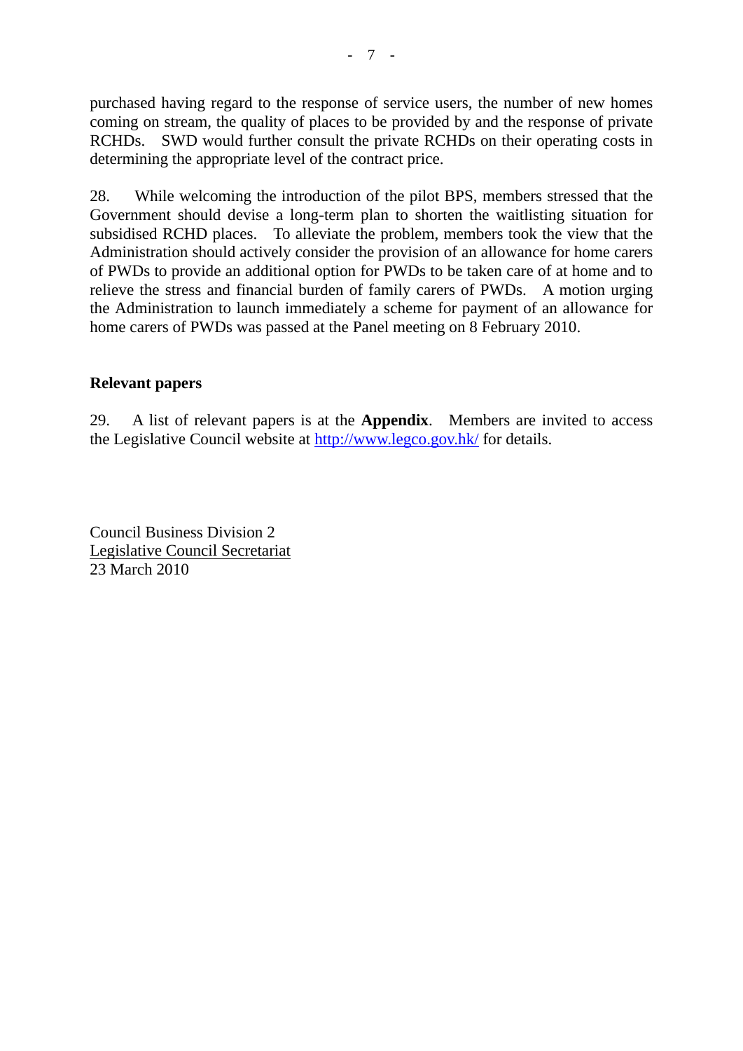purchased having regard to the response of service users, the number of new homes coming on stream, the quality of places to be provided by and the response of private RCHDs. SWD would further consult the private RCHDs on their operating costs in determining the appropriate level of the contract price.

28. While welcoming the introduction of the pilot BPS, members stressed that the Government should devise a long-term plan to shorten the waitlisting situation for subsidised RCHD places. To alleviate the problem, members took the view that the Administration should actively consider the provision of an allowance for home carers of PWDs to provide an additional option for PWDs to be taken care of at home and to relieve the stress and financial burden of family carers of PWDs. A motion urging the Administration to launch immediately a scheme for payment of an allowance for home carers of PWDs was passed at the Panel meeting on 8 February 2010.

## Relevant papers

29. A list of relevant papers is at the **Appendix**. Members are invited to access the Legislative Council website at http://www.legco.gov.hk/ for details.

Council Business Division 2
Legislative Council Secretariat
23 March 2010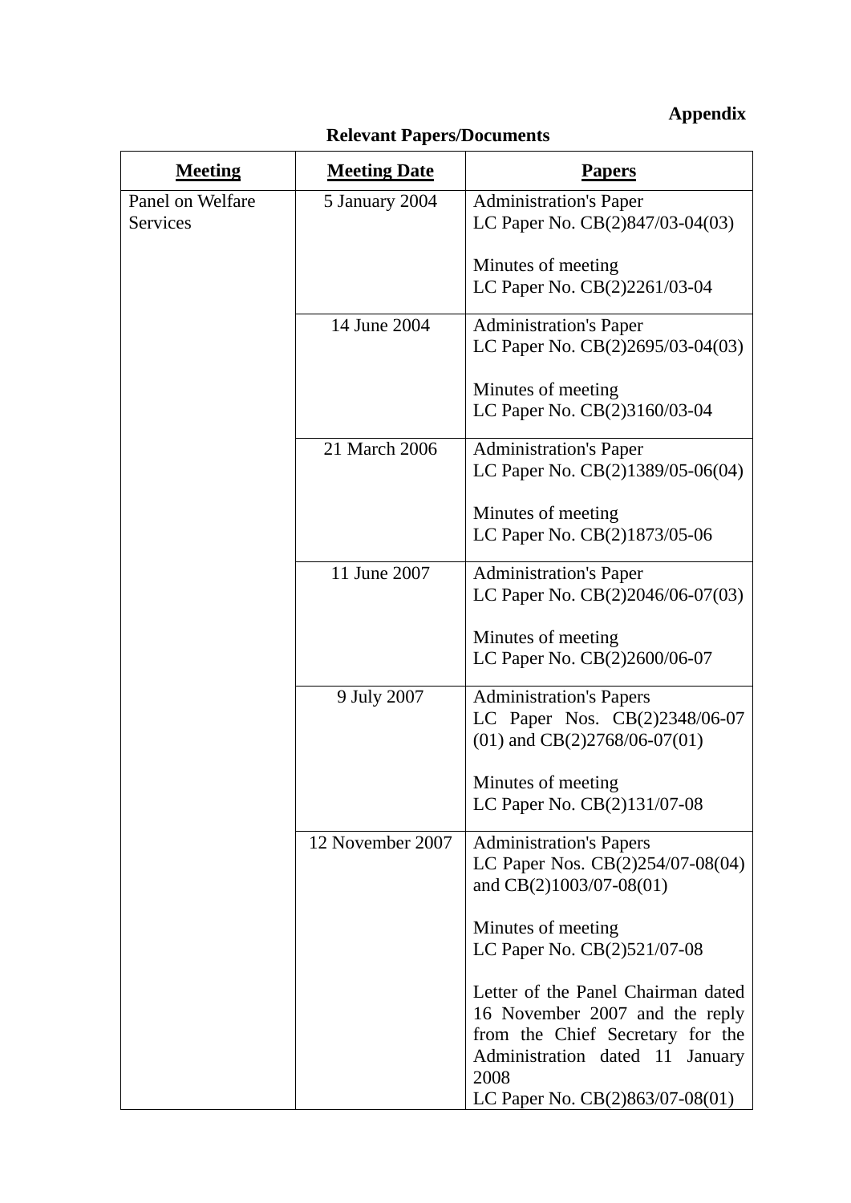**Appendix**

**Relevant Papers/Documents**

| Meeting | Meeting Date | Papers |
|---|---|---|
| Panel on Welfare Services | 5 January 2004 | Administration's Paper<br>LC Paper No. CB(2)847/03-04(03)<br><br>Minutes of meeting<br>LC Paper No. CB(2)2261/03-04 |
| | 14 June 2004 | Administration's Paper<br>LC Paper No. CB(2)2695/03-04(03)<br><br>Minutes of meeting<br>LC Paper No. CB(2)3160/03-04 |
| | 21 March 2006 | Administration's Paper<br>LC Paper No. CB(2)1389/05-06(04)<br><br>Minutes of meeting<br>LC Paper No. CB(2)1873/05-06 |
| | 11 June 2007 | Administration's Paper<br>LC Paper No. CB(2)2046/06-07(03)<br><br>Minutes of meeting<br>LC Paper No. CB(2)2600/06-07 |
| | 9 July 2007 | Administration's Papers<br>LC Paper Nos. CB(2)2348/06-07 (01) and CB(2)2768/06-07(01)<br><br>Minutes of meeting<br>LC Paper No. CB(2)131/07-08 |
| | 12 November 2007 | Administration's Papers<br>LC Paper Nos. CB(2)254/07-08(04) and CB(2)1003/07-08(01)<br><br>Minutes of meeting<br>LC Paper No. CB(2)521/07-08<br><br>Letter of the Panel Chairman dated 16 November 2007 and the reply from the Chief Secretary for the Administration dated 11 January 2008<br>LC Paper No. CB(2)863/07-08(01) |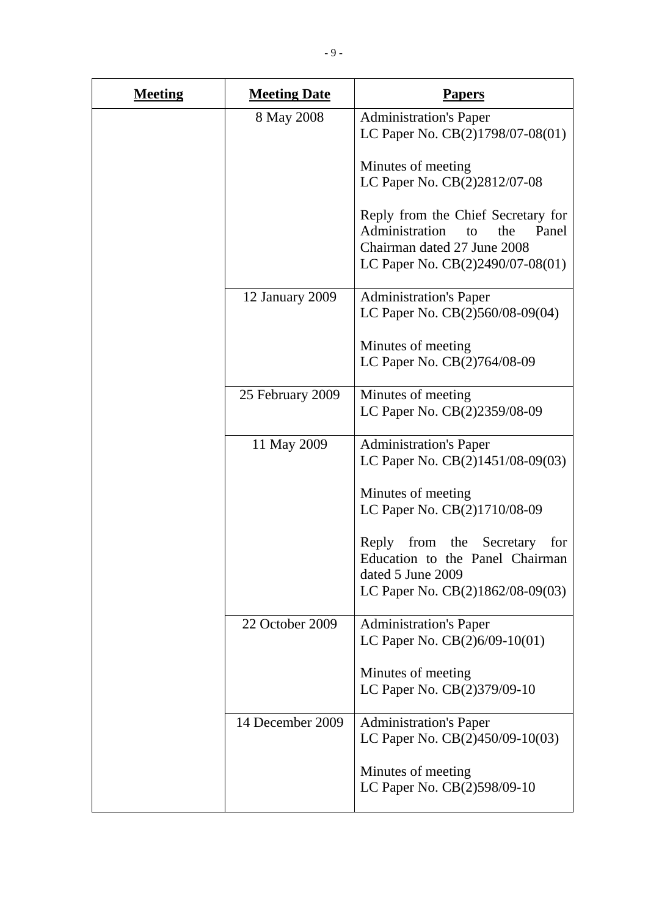| **Meeting** | **Meeting Date** | **Papers** |
|---|---|---|
| | 8 May 2008 | Administration's Paper<br>LC Paper No. CB(2)1798/07-08(01)<br><br>Minutes of meeting<br>LC Paper No. CB(2)2812/07-08<br><br>Reply from the Chief Secretary for Administration to the Panel Chairman dated 27 June 2008<br>LC Paper No. CB(2)2490/07-08(01) |
| | 12 January 2009 | Administration's Paper<br>LC Paper No. CB(2)560/08-09(04)<br><br>Minutes of meeting<br>LC Paper No. CB(2)764/08-09 |
| | 25 February 2009 | Minutes of meeting<br>LC Paper No. CB(2)2359/08-09 |
| | 11 May 2009 | Administration's Paper<br>LC Paper No. CB(2)1451/08-09(03)<br><br>Minutes of meeting<br>LC Paper No. CB(2)1710/08-09<br><br>Reply from the Secretary for Education to the Panel Chairman dated 5 June 2009<br>LC Paper No. CB(2)1862/08-09(03) |
| | 22 October 2009 | Administration's Paper<br>LC Paper No. CB(2)6/09-10(01)<br><br>Minutes of meeting<br>LC Paper No. CB(2)379/09-10 |
| | 14 December 2009 | Administration's Paper<br>LC Paper No. CB(2)450/09-10(03)<br><br>Minutes of meeting<br>LC Paper No. CB(2)598/09-10 |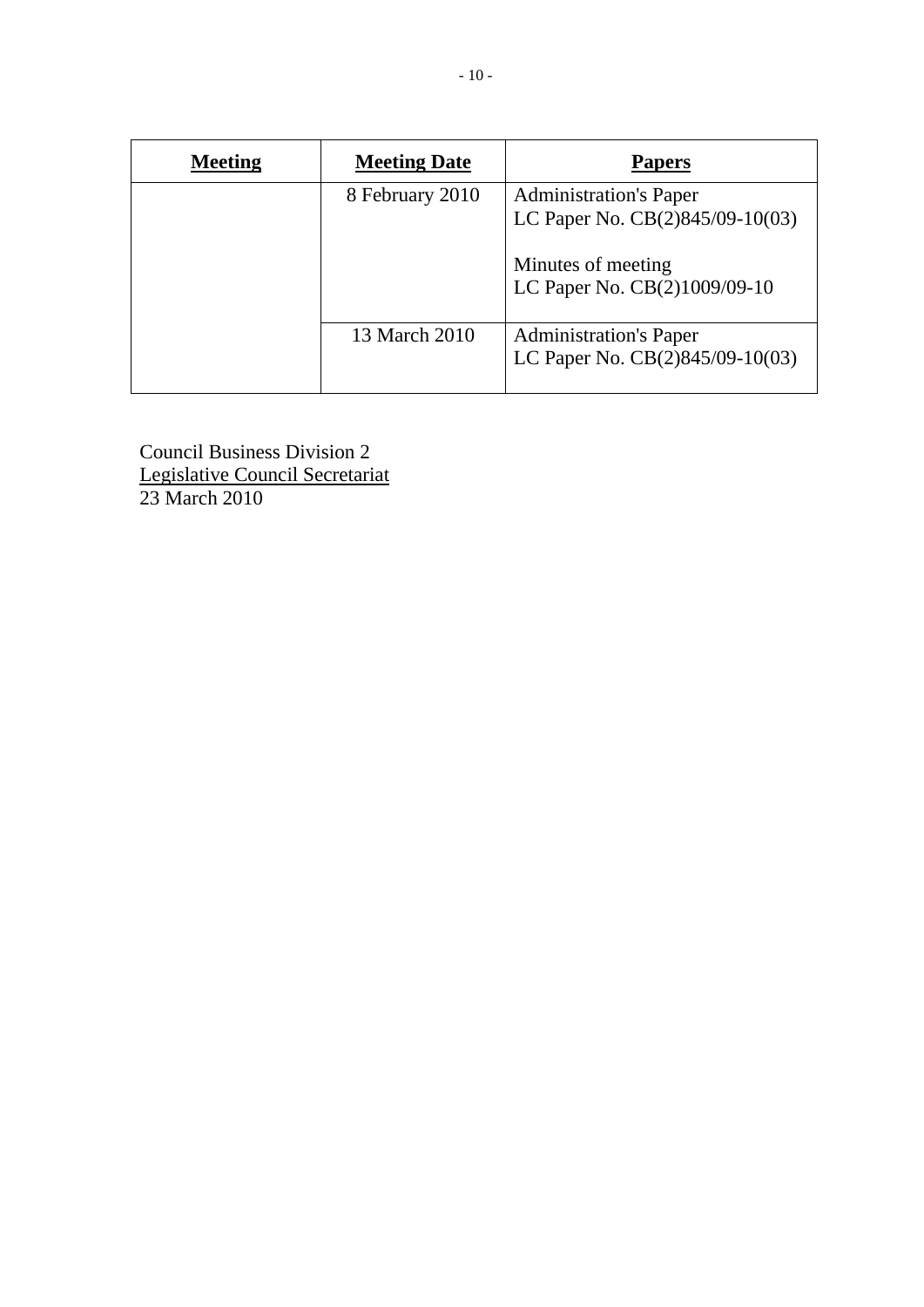| **Meeting** | **Meeting Date** | **Papers** |
|---|---|---|
| | 8 February 2010 | Administration's Paper<br>LC Paper No. CB(2)845/09-10(03)<br><br>Minutes of meeting<br>LC Paper No. CB(2)1009/09-10 |
| | 13 March 2010 | Administration's Paper<br>LC Paper No. CB(2)845/09-10(03) |

Council Business Division 2
Legislative Council Secretariat
23 March 2010